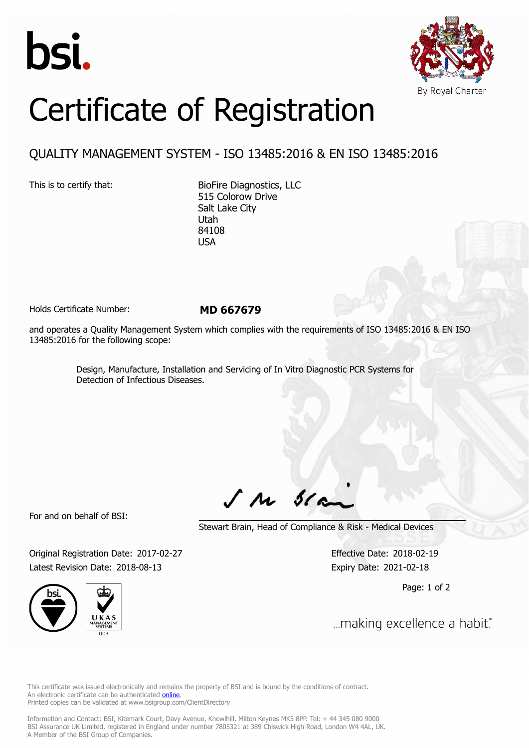bsi.

By Royal Charter

# Certificate of Registration

## QUALITY MANAGEMENT SYSTEM - ISO 13485:2016 & EN ISO 13485:2016

This is to certify that:

BioFire Diagnostics, LLC
515 Colorow Drive
Salt Lake City
Utah
84108
USA

Holds Certificate Number: **MD 667679**

and operates a Quality Management System which complies with the requirements of ISO 13485:2016 & EN ISO 13485:2016 for the following scope:

> Design, Manufacture, Installation and Servicing of In Vitro Diagnostic PCR Systems for Detection of Infectious Diseases.

For and on behalf of BSI:

Stewart Brain, Head of Compliance & Risk - Medical Devices

Original Registration Date: 2017-02-27
Latest Revision Date: 2018-08-13

Effective Date: 2018-02-19
Expiry Date: 2021-02-18

...making excellence a habit.™

This certificate was issued electronically and remains the property of BSI and is bound by the conditions of contract.
An electronic certificate can be authenticated online.
Printed copies can be validated at www.bsigroup.com/ClientDirectory

Information and Contact: BSI, Kitemark Court, Davy Avenue, Knowlhill, Milton Keynes MK5 8PP. Tel: + 44 345 080 9000
BSI Assurance UK Limited, registered in England under number 7805321 at 389 Chiswick High Road, London W4 4AL, UK.
A Member of the BSI Group of Companies.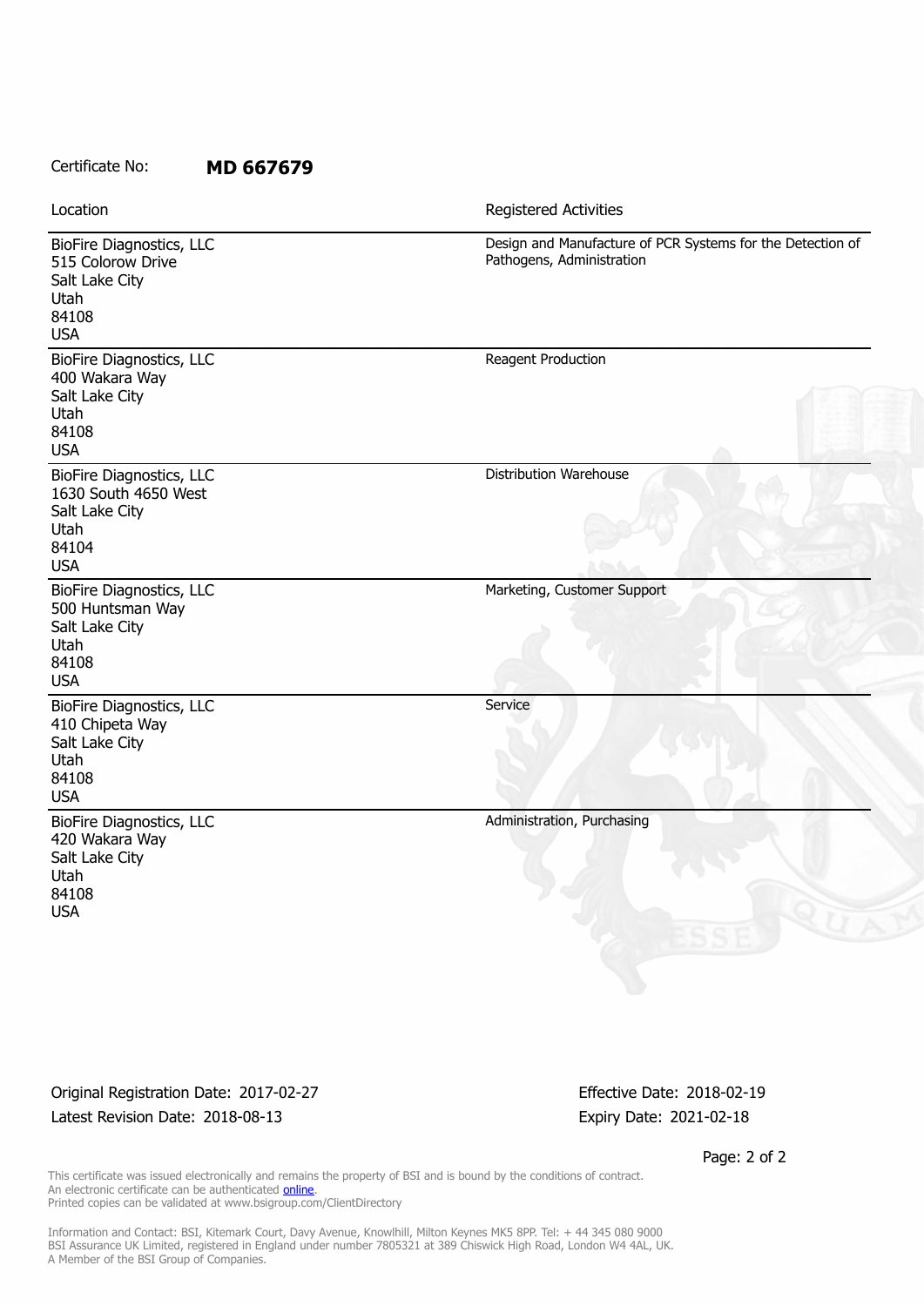Certificate No: **MD 667679**

| Location | Registered Activities |
| --- | --- |
| BioFire Diagnostics, LLC<br>515 Colorow Drive<br>Salt Lake City<br>Utah<br>84108<br>USA | Design and Manufacture of PCR Systems for the Detection of Pathogens, Administration |
| BioFire Diagnostics, LLC<br>400 Wakara Way<br>Salt Lake City<br>Utah<br>84108<br>USA | Reagent Production |
| BioFire Diagnostics, LLC<br>1630 South 4650 West<br>Salt Lake City<br>Utah<br>84104<br>USA | Distribution Warehouse |
| BioFire Diagnostics, LLC<br>500 Huntsman Way<br>Salt Lake City<br>Utah<br>84108<br>USA | Marketing, Customer Support |
| BioFire Diagnostics, LLC<br>410 Chipeta Way<br>Salt Lake City<br>Utah<br>84108<br>USA | Service |
| BioFire Diagnostics, LLC<br>420 Wakara Way<br>Salt Lake City<br>Utah<br>84108<br>USA | Administration, Purchasing |

Original Registration Date: 2017-02-27

Latest Revision Date: 2018-08-13

Effective Date: 2018-02-19

Expiry Date: 2021-02-18

This certificate was issued electronically and remains the property of BSI and is bound by the conditions of contract.
An electronic certificate can be authenticated online.
Printed copies can be validated at www.bsigroup.com/ClientDirectory

Information and Contact: BSI, Kitemark Court, Davy Avenue, Knowlhill, Milton Keynes MK5 8PP. Tel: + 44 345 080 9000
BSI Assurance UK Limited, registered in England under number 7805321 at 389 Chiswick High Road, London W4 4AL, UK.
A Member of the BSI Group of Companies.